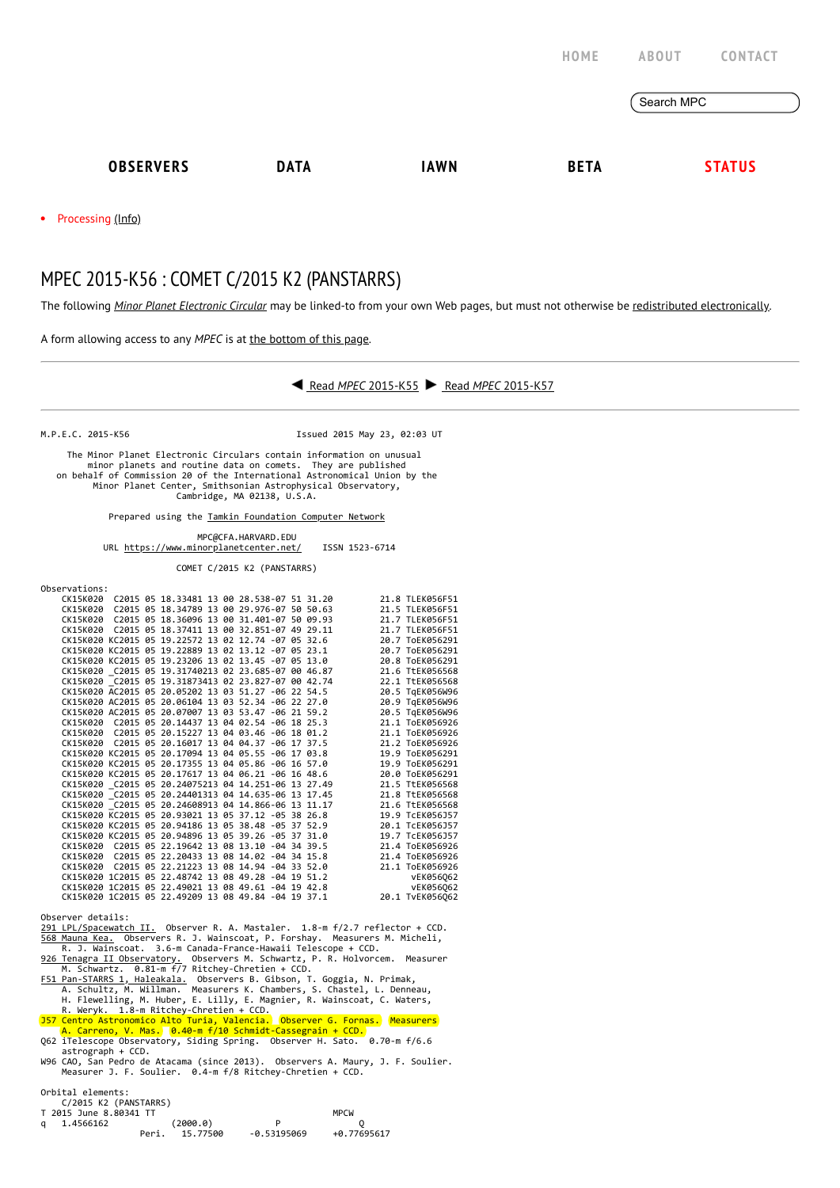HOME ABOUT CONTACT

Search MPC

**OBSERVERS** **DATA** **IAWN** **BETA** **STATUS**

- Processing (Info)

# MPEC 2015-K56 : COMET C/2015 K2 (PANSTARRS)

The following *Minor Planet Electronic Circular* may be linked-to from your own Web pages, but must not otherwise be redistributed electronically.

A form allowing access to any *MPEC* is at the bottom of this page.

---

◀ Read *MPEC* 2015-K55 ▶ Read *MPEC* 2015-K57

---

```
M.P.E.C. 2015-K56                              Issued 2015 May 23, 02:03 UT

     The Minor Planet Electronic Circulars contain information on unusual
         minor planets and routine data on comets.  They are published
  on behalf of Commission 20 of the International Astronomical Union by the
       Minor Planet Center, Smithsonian Astrophysical Observatory,
                          Cambridge, MA 02138, U.S.A.

               Prepared using the Tamkin Foundation Computer Network

                                 MPC@CFA.HARVARD.EDU
           URL https://www.minorplanetcenter.net/     ISSN 1523-6714

                          COMET C/2015 K2 (PANSTARRS)

Observations:
    CK15K020  C2015 05 18.33481 13 00 28.538-07 51 31.20         21.8 TLEK056F51
    CK15K020  C2015 05 18.34789 13 00 29.976-07 50 50.63         21.5 TLEK056F51
    CK15K020  C2015 05 18.36096 13 00 31.401-07 50 09.93         21.7 TLEK056F51
    CK15K020  C2015 05 18.37411 13 00 32.851-07 49 29.11         21.7 TLEK056F51
    CK15K020 KC2015 05 19.22572 13 02 12.74 -07 05 32.6          20.7 ToEK056291
    CK15K020 KC2015 05 19.22889 13 02 13.12 -07 05 23.1          20.7 ToEK056291
    CK15K020 KC2015 05 19.23206 13 02 13.45 -07 05 13.0          20.8 ToEK056291
    CK15K020 _C2015 05 19.31740213 02 23.685-07 00 46.87         21.6 TtEK056568
    CK15K020 _C2015 05 19.31873413 02 23.827-07 00 42.74         22.1 TtEK056568
    CK15K020 AC2015 05 20.05202 13 03 51.27 -06 22 54.5          20.5 TqEK056W96
    CK15K020 AC2015 05 20.06104 13 03 52.34 -06 22 27.0          20.9 TqEK056W96
    CK15K020 AC2015 05 20.07007 13 03 53.47 -06 21 59.2          20.5 TqEK056W96
    CK15K020  C2015 05 20.14437 13 04 02.54 -06 18 25.3          21.1 ToEK056926
    CK15K020  C2015 05 20.15227 13 04 03.46 -06 18 01.2          21.1 ToEK056926
    CK15K020  C2015 05 20.16017 13 04 04.37 -06 17 37.5          21.2 ToEK056926
    CK15K020 KC2015 05 20.17094 13 04 05.55 -06 17 03.8          19.9 ToEK056291
    CK15K020 KC2015 05 20.17355 13 04 05.86 -06 16 57.0          19.9 ToEK056291
    CK15K020 KC2015 05 20.17617 13 04 06.21 -06 16 48.6          20.0 ToEK056291
    CK15K020 _C2015 05 20.24075213 04 14.251-06 13 27.49         21.5 TtEK056568
    CK15K020 _C2015 05 20.24401313 04 14.635-06 13 17.45         21.8 TtEK056568
    CK15K020 _C2015 05 20.24608913 04 14.866-06 13 11.17         21.6 TtEK056568
    CK15K020 KC2015 05 20.93021 13 05 37.12 -05 38 26.8          19.9 TcEK056J57
    CK15K020 KC2015 05 20.94186 13 05 38.48 -05 37 52.9          20.1 TcEK056J57
    CK15K020 KC2015 05 20.94896 13 05 39.26 -05 37 31.0          19.7 TcEK056J57
    CK15K020  C2015 05 22.19642 13 08 13.10 -04 34 39.5          21.4 ToEK056926
    CK15K020  C2015 05 22.20433 13 08 14.02 -04 34 15.8          21.4 ToEK056926
    CK15K020  C2015 05 22.21223 13 08 14.94 -04 33 52.0          21.1 ToEK056926
    CK15K020 1C2015 05 22.48742 13 08 49.28 -04 19 51.2               vEK056Q62
    CK15K020 1C2015 05 22.49021 13 08 49.61 -04 19 42.8               vEK056Q62
    CK15K020 1C2015 05 22.49209 13 08 49.84 -04 19 37.1          20.1 TvEK056Q62

Observer details:
291 LPL/Spacewatch II.  Observer R. A. Mastaler.  1.8-m f/2.7 reflector + CCD.
568 Mauna Kea.  Observers R. J. Wainscoat, P. Forshay.  Measurers M. Micheli,
    R. J. Wainscoat.  3.6-m Canada-France-Hawaii Telescope + CCD.
926 Tenagra II Observatory.  Observers M. Schwartz, P. R. Holvorcem.  Measurer
    M. Schwartz.  0.81-m f/7 Ritchey-Chretien + CCD.
F51 Pan-STARRS 1, Haleakala.  Observers B. Gibson, T. Goggia, N. Primak,
    A. Schultz, M. Willman.  Measurers K. Chambers, S. Chastel, L. Denneau,
    H. Flewelling, M. Huber, E. Lilly, E. Magnier, R. Wainscoat, C. Waters,
    R. Weryk.  1.8-m Ritchey-Chretien + CCD.
J57 Centro Astronomico Alto Turia, Valencia.  Observer G. Fornas.  Measurers
    A. Carreno, V. Mas.  0.40-m f/10 Schmidt-Cassegrain + CCD.
Q62 iTelescope Observatory, Siding Spring.  Observer H. Sato.  0.70-m f/6.6
    astrograph + CCD.
W96 CAO, San Pedro de Atacama (since 2013).  Observers A. Maury, J. F. Soulier.
    Measurer J. F. Soulier.  0.4-m f/8 Ritchey-Chretien + CCD.

Orbital elements:
    C/2015 K2 (PANSTARRS)
T 2015 June 8.80341 TT                              MPCW
q   1.4566162            (2000.0)            P                 Q
                  Peri.   15.77500     -0.53195069       +0.77695617
```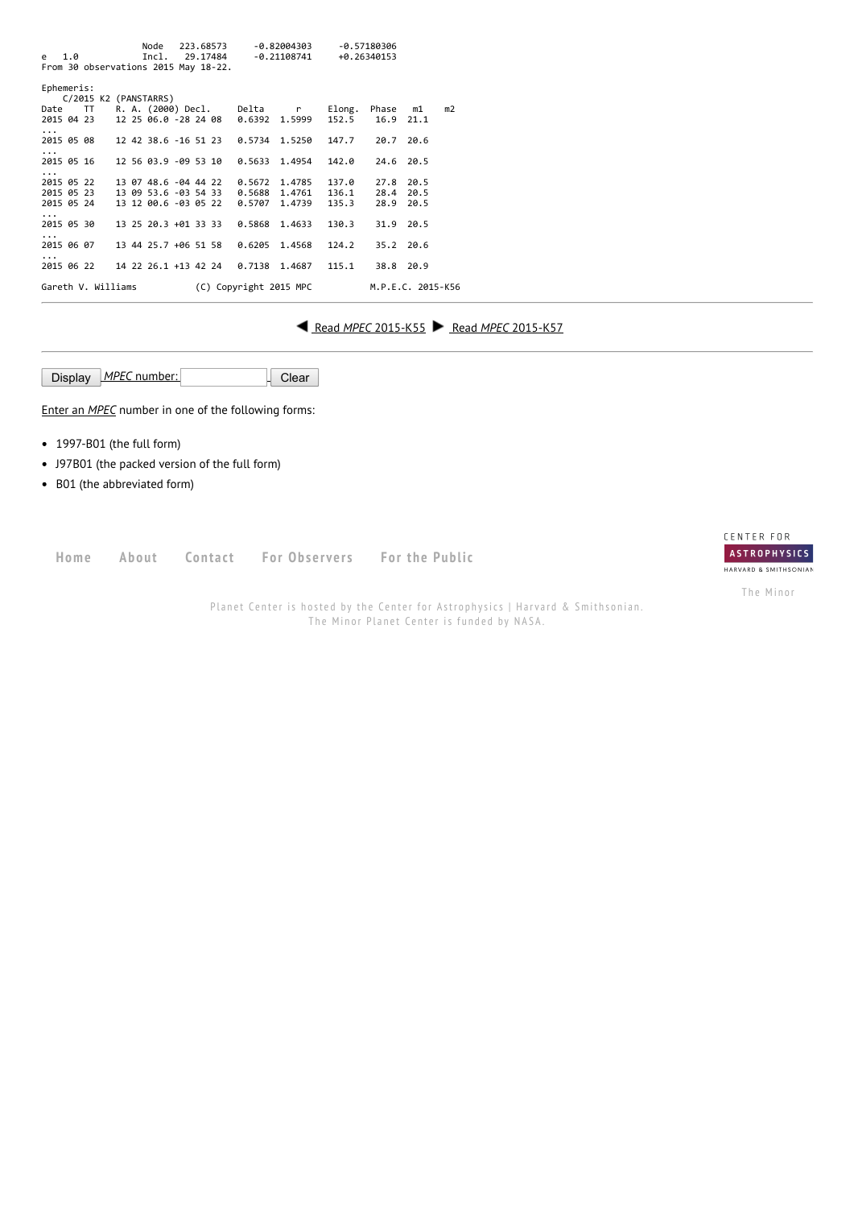```
                  Node    223.68573     -0.82004303     -0.57180306
e   1.0           Incl.    29.17484     -0.21108741     +0.26340153
From 30 observations 2015 May 18-22.

Ephemeris:
    C/2015 K2 (PANSTARRS)
Date    TT    R. A. (2000) Decl.     Delta      r     Elong.  Phase   m1    m2
2015 04 23    12 25 06.0 -28 24 08   0.6392  1.5999   152.5    16.9  21.1
...
2015 05 08    12 42 38.6 -16 51 23   0.5734  1.5250   147.7    20.7  20.6
...
2015 05 16    12 56 03.9 -09 53 10   0.5633  1.4954   142.0    24.6  20.5
...
2015 05 22    13 07 48.6 -04 44 22   0.5672  1.4785   137.0    27.8  20.5
2015 05 23    13 09 53.6 -03 54 33   0.5688  1.4761   136.1    28.4  20.5
2015 05 24    13 12 00.6 -03 05 22   0.5707  1.4739   135.3    28.9  20.5
...
2015 05 30    13 25 20.3 +01 33 33   0.5868  1.4633   130.3    31.9  20.5
...
2015 06 07    13 44 25.7 +06 51 58   0.6205  1.4568   124.2    35.2  20.6
...
2015 06 22    14 22 26.1 +13 42 24   0.7138  1.4687   115.1    38.8  20.9

Gareth V. Williams          (C) Copyright 2015 MPC          M.P.E.C. 2015-K56
```

◀ Read *MPEC* 2015-K55 ▶ Read *MPEC* 2015-K57

Display *MPEC* number: Clear

Enter an *MPEC* number in one of the following forms:

- 1997-B01 (the full form)
- J97B01 (the packed version of the full form)
- B01 (the abbreviated form)

Home About Contact For Observers For the Public

CENTER FOR ASTROPHYSICS HARVARD & SMITHSONIAN

The Minor Planet Center is hosted by the Center for Astrophysics | Harvard & Smithsonian.
The Minor Planet Center is funded by NASA.